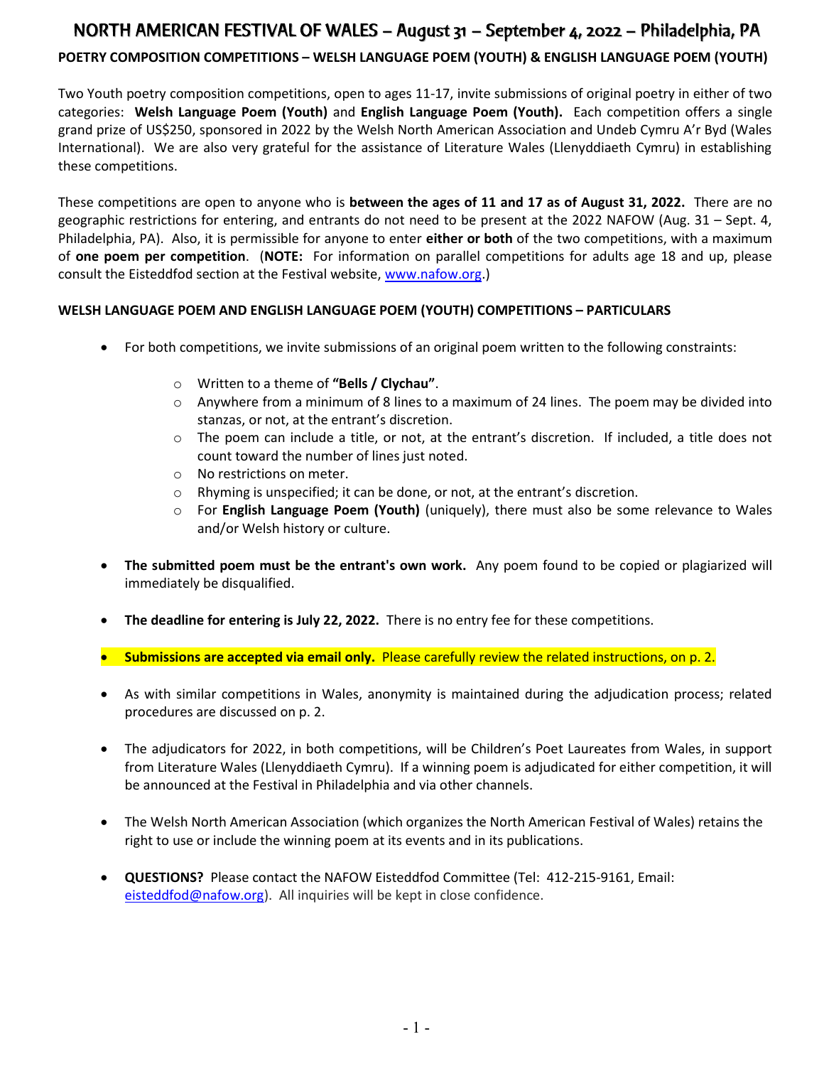# NORTH AMERICAN FESTIVAL OF WALES – August 31 – September 4, 2022 – Philadelphia, PA

**POETRY COMPOSITION COMPETITIONS – WELSH LANGUAGE POEM (YOUTH) & ENGLISH LANGUAGE POEM (YOUTH)**

Two Youth poetry composition competitions, open to ages 11-17, invite submissions of original poetry in either of two categories: **Welsh Language Poem (Youth)** and **English Language Poem (Youth).** Each competition offers a single grand prize of US$250, sponsored in 2022 by the Welsh North American Association and Undeb Cymru A'r Byd (Wales International). We are also very grateful for the assistance of Literature Wales (Llenyddiaeth Cymru) in establishing these competitions.

These competitions are open to anyone who is **between the ages of 11 and 17 as of August 31, 2022.** There are no geographic restrictions for entering, and entrants do not need to be present at the 2022 NAFOW (Aug. 31 – Sept. 4, Philadelphia, PA). Also, it is permissible for anyone to enter **either or both** of the two competitions, with a maximum of **one poem per competition**. (**NOTE:** For information on parallel competitions for adults age 18 and up, please consult the Eisteddfod section at the Festival website, www.nafow.org.)

**WELSH LANGUAGE POEM AND ENGLISH LANGUAGE POEM (YOUTH) COMPETITIONS – PARTICULARS**

- For both competitions, we invite submissions of an original poem written to the following constraints:
  - Written to a theme of **"Bells / Clychau"**.
  - Anywhere from a minimum of 8 lines to a maximum of 24 lines. The poem may be divided into stanzas, or not, at the entrant's discretion.
  - The poem can include a title, or not, at the entrant's discretion. If included, a title does not count toward the number of lines just noted.
  - No restrictions on meter.
  - Rhyming is unspecified; it can be done, or not, at the entrant's discretion.
  - For **English Language Poem (Youth)** (uniquely), there must also be some relevance to Wales and/or Welsh history or culture.
- **The submitted poem must be the entrant's own work.** Any poem found to be copied or plagiarized will immediately be disqualified.
- **The deadline for entering is July 22, 2022.** There is no entry fee for these competitions.
- **Submissions are accepted via email only.** Please carefully review the related instructions, on p. 2.
- As with similar competitions in Wales, anonymity is maintained during the adjudication process; related procedures are discussed on p. 2.
- The adjudicators for 2022, in both competitions, will be Children's Poet Laureates from Wales, in support from Literature Wales (Llenyddiaeth Cymru). If a winning poem is adjudicated for either competition, it will be announced at the Festival in Philadelphia and via other channels.
- The Welsh North American Association (which organizes the North American Festival of Wales) retains the right to use or include the winning poem at its events and in its publications.
- **QUESTIONS?** Please contact the NAFOW Eisteddfod Committee (Tel: 412-215-9161, Email: eisteddfod@nafow.org). All inquiries will be kept in close confidence.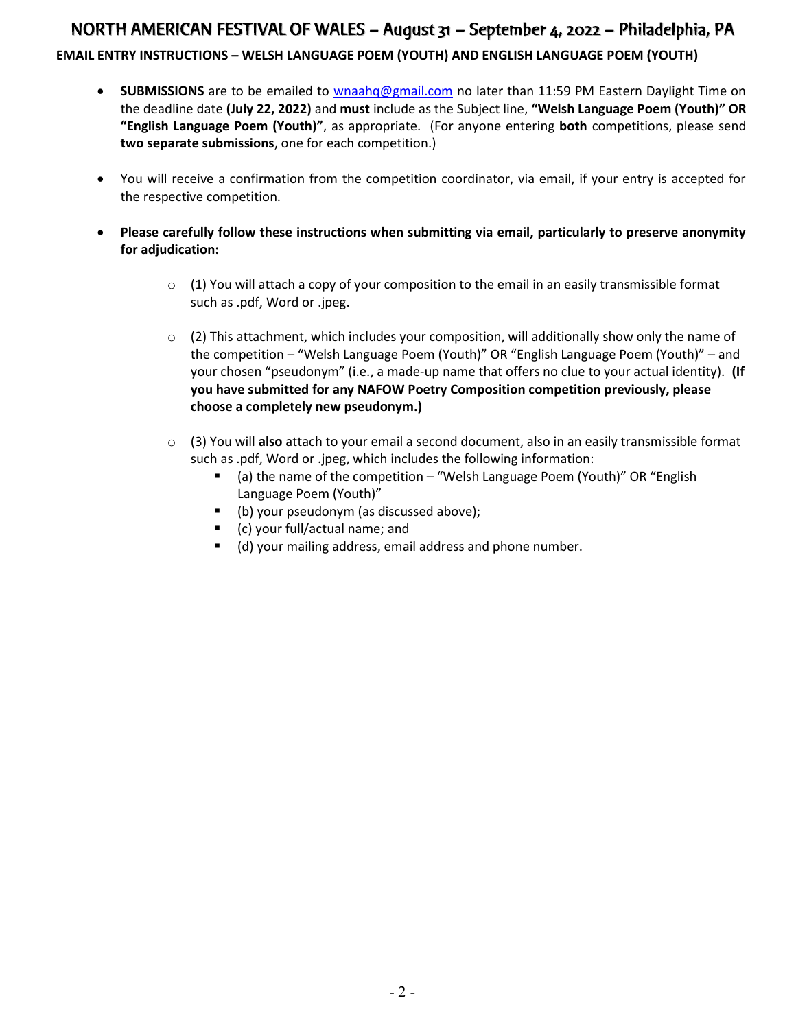# NORTH AMERICAN FESTIVAL OF WALES – August 31 – September 4, 2022 – Philadelphia, PA

**EMAIL ENTRY INSTRUCTIONS – WELSH LANGUAGE POEM (YOUTH) AND ENGLISH LANGUAGE POEM (YOUTH)**

- **SUBMISSIONS** are to be emailed to wnaahq@gmail.com no later than 11:59 PM Eastern Daylight Time on the deadline date **(July 22, 2022)** and **must** include as the Subject line, **"Welsh Language Poem (Youth)" OR "English Language Poem (Youth)"**, as appropriate. (For anyone entering **both** competitions, please send **two separate submissions**, one for each competition.)

- You will receive a confirmation from the competition coordinator, via email, if your entry is accepted for the respective competition.

- **Please carefully follow these instructions when submitting via email, particularly to preserve anonymity for adjudication:**

  - (1) You will attach a copy of your composition to the email in an easily transmissible format such as .pdf, Word or .jpeg.

  - (2) This attachment, which includes your composition, will additionally show only the name of the competition – "Welsh Language Poem (Youth)" OR "English Language Poem (Youth)" – and your chosen "pseudonym" (i.e., a made-up name that offers no clue to your actual identity). **(If you have submitted for any NAFOW Poetry Composition competition previously, please choose a completely new pseudonym.)**

  - (3) You will **also** attach to your email a second document, also in an easily transmissible format such as .pdf, Word or .jpeg, which includes the following information:
    - (a) the name of the competition – "Welsh Language Poem (Youth)" OR "English Language Poem (Youth)"
    - (b) your pseudonym (as discussed above);
    - (c) your full/actual name; and
    - (d) your mailing address, email address and phone number.